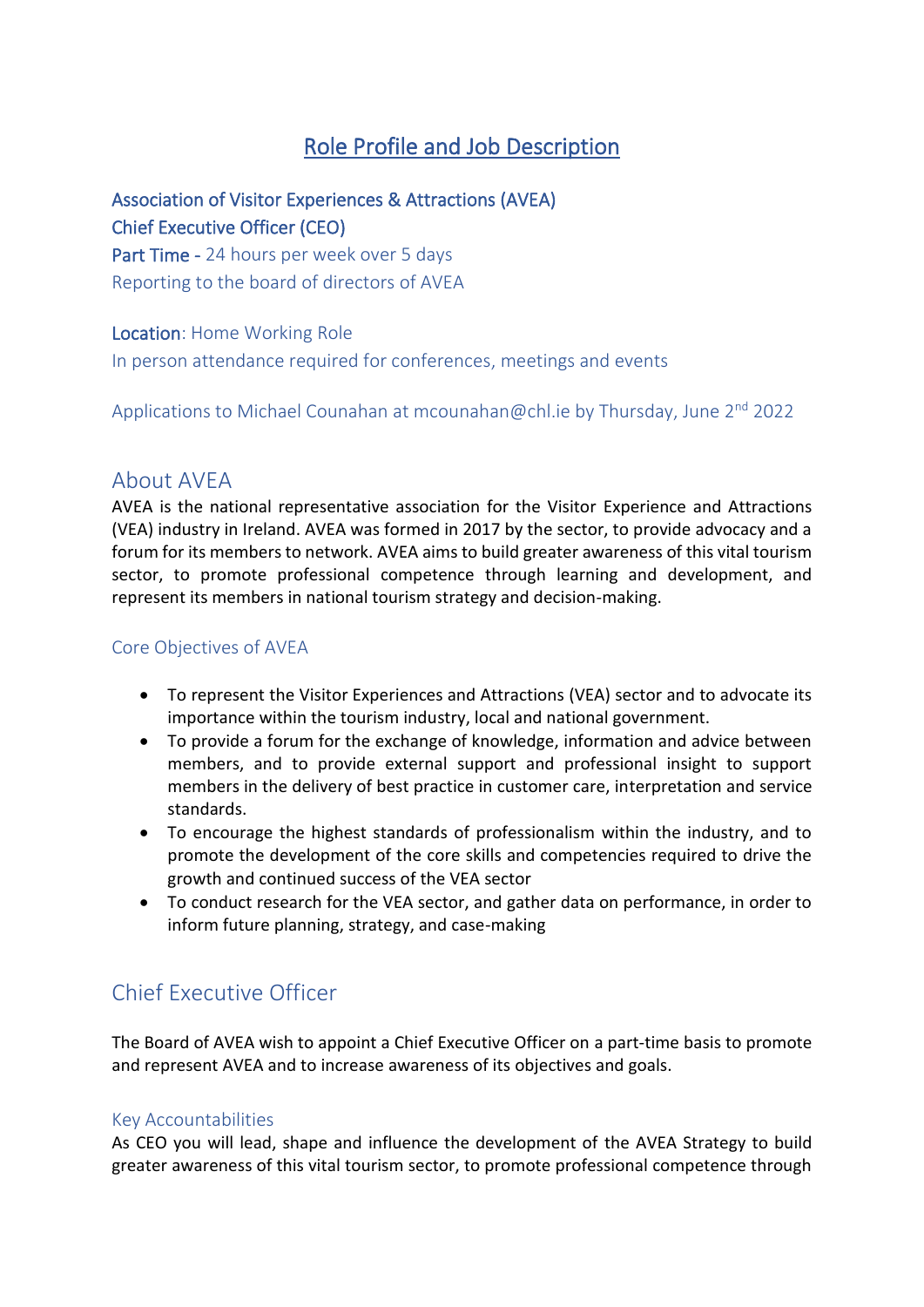# Role Profile and Job Description

**Association of Visitor Experiences & Attractions (AVEA)**
**Chief Executive Officer (CEO)**
**Part Time** - 24 hours per week over 5 days
Reporting to the board of directors of AVEA

**Location**: Home Working Role
In person attendance required for conferences, meetings and events

Applications to Michael Counahan at mcounahan@chl.ie by Thursday, June 2nd 2022

## About AVEA

AVEA is the national representative association for the Visitor Experience and Attractions (VEA) industry in Ireland. AVEA was formed in 2017 by the sector, to provide advocacy and a forum for its members to network. AVEA aims to build greater awareness of this vital tourism sector, to promote professional competence through learning and development, and represent its members in national tourism strategy and decision-making.

### Core Objectives of AVEA

- To represent the Visitor Experiences and Attractions (VEA) sector and to advocate its importance within the tourism industry, local and national government.
- To provide a forum for the exchange of knowledge, information and advice between members, and to provide external support and professional insight to support members in the delivery of best practice in customer care, interpretation and service standards.
- To encourage the highest standards of professionalism within the industry, and to promote the development of the core skills and competencies required to drive the growth and continued success of the VEA sector
- To conduct research for the VEA sector, and gather data on performance, in order to inform future planning, strategy, and case-making

## Chief Executive Officer

The Board of AVEA wish to appoint a Chief Executive Officer on a part-time basis to promote and represent AVEA and to increase awareness of its objectives and goals.

### Key Accountabilities

As CEO you will lead, shape and influence the development of the AVEA Strategy to build greater awareness of this vital tourism sector, to promote professional competence through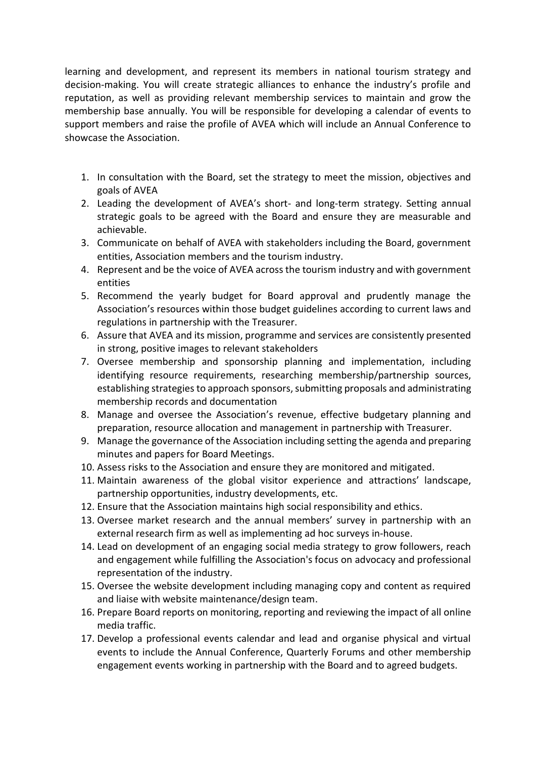learning and development, and represent its members in national tourism strategy and decision-making. You will create strategic alliances to enhance the industry's profile and reputation, as well as providing relevant membership services to maintain and grow the membership base annually. You will be responsible for developing a calendar of events to support members and raise the profile of AVEA which will include an Annual Conference to showcase the Association.

1. In consultation with the Board, set the strategy to meet the mission, objectives and goals of AVEA
2. Leading the development of AVEA's short- and long-term strategy. Setting annual strategic goals to be agreed with the Board and ensure they are measurable and achievable.
3. Communicate on behalf of AVEA with stakeholders including the Board, government entities, Association members and the tourism industry.
4. Represent and be the voice of AVEA across the tourism industry and with government entities
5. Recommend the yearly budget for Board approval and prudently manage the Association's resources within those budget guidelines according to current laws and regulations in partnership with the Treasurer.
6. Assure that AVEA and its mission, programme and services are consistently presented in strong, positive images to relevant stakeholders
7. Oversee membership and sponsorship planning and implementation, including identifying resource requirements, researching membership/partnership sources, establishing strategies to approach sponsors, submitting proposals and administrating membership records and documentation
8. Manage and oversee the Association's revenue, effective budgetary planning and preparation, resource allocation and management in partnership with Treasurer.
9. Manage the governance of the Association including setting the agenda and preparing minutes and papers for Board Meetings.
10. Assess risks to the Association and ensure they are monitored and mitigated.
11. Maintain awareness of the global visitor experience and attractions' landscape, partnership opportunities, industry developments, etc.
12. Ensure that the Association maintains high social responsibility and ethics.
13. Oversee market research and the annual members' survey in partnership with an external research firm as well as implementing ad hoc surveys in-house.
14. Lead on development of an engaging social media strategy to grow followers, reach and engagement while fulfilling the Association's focus on advocacy and professional representation of the industry.
15. Oversee the website development including managing copy and content as required and liaise with website maintenance/design team.
16. Prepare Board reports on monitoring, reporting and reviewing the impact of all online media traffic.
17. Develop a professional events calendar and lead and organise physical and virtual events to include the Annual Conference, Quarterly Forums and other membership engagement events working in partnership with the Board and to agreed budgets.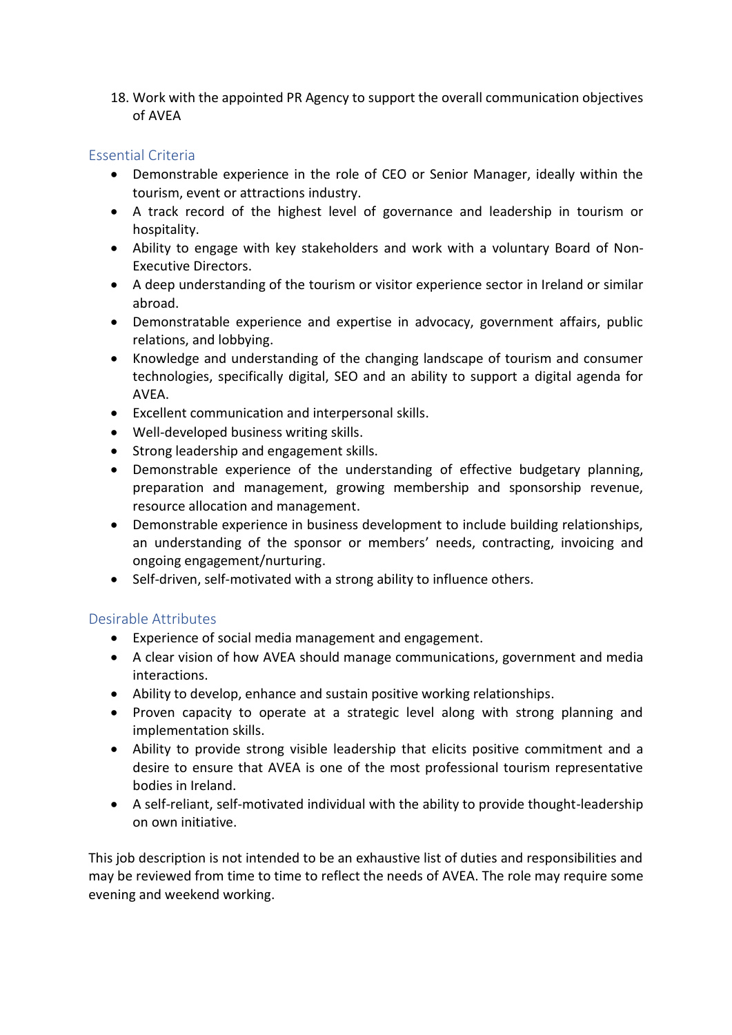18. Work with the appointed PR Agency to support the overall communication objectives of AVEA

## Essential Criteria

- Demonstrable experience in the role of CEO or Senior Manager, ideally within the tourism, event or attractions industry.
- A track record of the highest level of governance and leadership in tourism or hospitality.
- Ability to engage with key stakeholders and work with a voluntary Board of Non-Executive Directors.
- A deep understanding of the tourism or visitor experience sector in Ireland or similar abroad.
- Demonstratable experience and expertise in advocacy, government affairs, public relations, and lobbying.
- Knowledge and understanding of the changing landscape of tourism and consumer technologies, specifically digital, SEO and an ability to support a digital agenda for AVEA.
- Excellent communication and interpersonal skills.
- Well-developed business writing skills.
- Strong leadership and engagement skills.
- Demonstrable experience of the understanding of effective budgetary planning, preparation and management, growing membership and sponsorship revenue, resource allocation and management.
- Demonstrable experience in business development to include building relationships, an understanding of the sponsor or members' needs, contracting, invoicing and ongoing engagement/nurturing.
- Self-driven, self-motivated with a strong ability to influence others.

## Desirable Attributes

- Experience of social media management and engagement.
- A clear vision of how AVEA should manage communications, government and media interactions.
- Ability to develop, enhance and sustain positive working relationships.
- Proven capacity to operate at a strategic level along with strong planning and implementation skills.
- Ability to provide strong visible leadership that elicits positive commitment and a desire to ensure that AVEA is one of the most professional tourism representative bodies in Ireland.
- A self-reliant, self-motivated individual with the ability to provide thought-leadership on own initiative.

This job description is not intended to be an exhaustive list of duties and responsibilities and may be reviewed from time to time to reflect the needs of AVEA. The role may require some evening and weekend working.